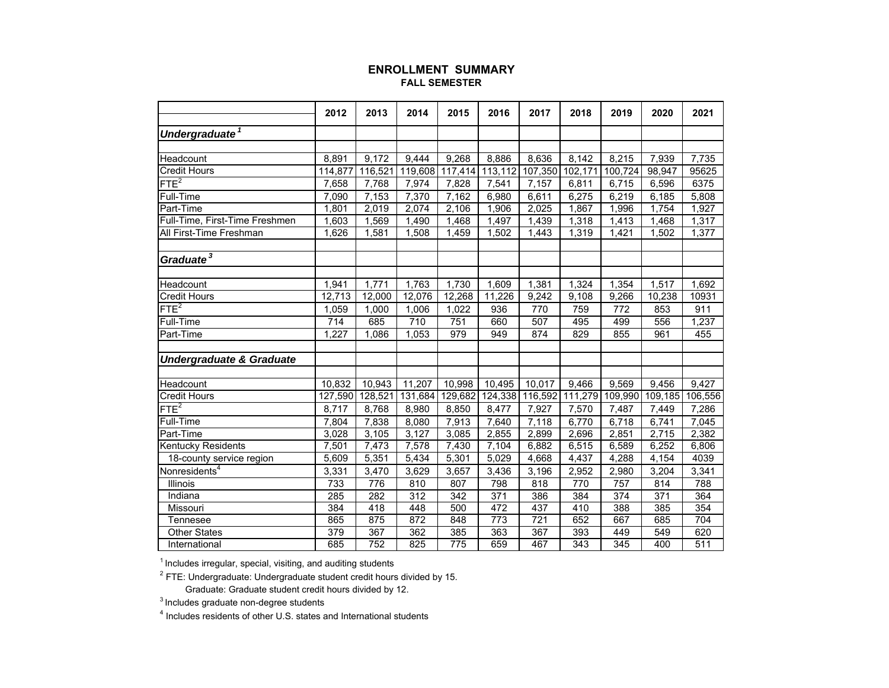# ENROLLMENT SUMMARY

## FALL SEMESTER

| | 2012 | 2013 | 2014 | 2015 | 2016 | 2017 | 2018 | 2019 | 2020 | 2021 |
|---|---|---|---|---|---|---|---|---|---|---|
| ***Undergraduate*** [1] | | | | | | | | | | |
| | | | | | | | | | | |
| Headcount | 8,891 | 9,172 | 9,444 | 9,268 | 8,886 | 8,636 | 8,142 | 8,215 | 7,939 | 7,735 |
| Credit Hours | 114,877 | 116,521 | 119,608 | 117,414 | 113,112 | 107,350 | 102,171 | 100,724 | 98,947 | 95625 |
| FTE[2] | 7,658 | 7,768 | 7,974 | 7,828 | 7,541 | 7,157 | 6,811 | 6,715 | 6,596 | 6375 |
| Full-Time | 7,090 | 7,153 | 7,370 | 7,162 | 6,980 | 6,611 | 6,275 | 6,219 | 6,185 | 5,808 |
| Part-Time | 1,801 | 2,019 | 2,074 | 2,106 | 1,906 | 2,025 | 1,867 | 1,996 | 1,754 | 1,927 |
| Full-Time, First-Time Freshmen | 1,603 | 1,569 | 1,490 | 1,468 | 1,497 | 1,439 | 1,318 | 1,413 | 1,468 | 1,317 |
| All First-Time Freshman | 1,626 | 1,581 | 1,508 | 1,459 | 1,502 | 1,443 | 1,319 | 1,421 | 1,502 | 1,377 |
| | | | | | | | | | | |
| ***Graduate*** [3] | | | | | | | | | | |
| | | | | | | | | | | |
| Headcount | 1,941 | 1,771 | 1,763 | 1,730 | 1,609 | 1,381 | 1,324 | 1,354 | 1,517 | 1,692 |
| Credit Hours | 12,713 | 12,000 | 12,076 | 12,268 | 11,226 | 9,242 | 9,108 | 9,266 | 10,238 | 10931 |
| FTE[2] | 1,059 | 1,000 | 1,006 | 1,022 | 936 | 770 | 759 | 772 | 853 | 911 |
| Full-Time | 714 | 685 | 710 | 751 | 660 | 507 | 495 | 499 | 556 | 1,237 |
| Part-Time | 1,227 | 1,086 | 1,053 | 979 | 949 | 874 | 829 | 855 | 961 | 455 |
| | | | | | | | | | | |
| ***Undergraduate & Graduate*** | | | | | | | | | | |
| | | | | | | | | | | |
| Headcount | 10,832 | 10,943 | 11,207 | 10,998 | 10,495 | 10,017 | 9,466 | 9,569 | 9,456 | 9,427 |
| Credit Hours | 127,590 | 128,521 | 131,684 | 129,682 | 124,338 | 116,592 | 111,279 | 109,990 | 109,185 | 106,556 |
| FTE[2] | 8,717 | 8,768 | 8,980 | 8,850 | 8,477 | 7,927 | 7,570 | 7,487 | 7,449 | 7,286 |
| Full-Time | 7,804 | 7,838 | 8,080 | 7,913 | 7,640 | 7,118 | 6,770 | 6,718 | 6,741 | 7,045 |
| Part-Time | 3,028 | 3,105 | 3,127 | 3,085 | 2,855 | 2,899 | 2,696 | 2,851 | 2,715 | 2,382 |
| Kentucky Residents | 7,501 | 7,473 | 7,578 | 7,430 | 7,104 | 6,882 | 6,515 | 6,589 | 6,252 | 6,806 |
| 18-county service region | 5,609 | 5,351 | 5,434 | 5,301 | 5,029 | 4,668 | 4,437 | 4,288 | 4,154 | 4039 |
| Nonresidents[4] | 3,331 | 3,470 | 3,629 | 3,657 | 3,436 | 3,196 | 2,952 | 2,980 | 3,204 | 3,341 |
| Illinois | 733 | 776 | 810 | 807 | 798 | 818 | 770 | 757 | 814 | 788 |
| Indiana | 285 | 282 | 312 | 342 | 371 | 386 | 384 | 374 | 371 | 364 |
| Missouri | 384 | 418 | 448 | 500 | 472 | 437 | 410 | 388 | 385 | 354 |
| Tennesee | 865 | 875 | 872 | 848 | 773 | 721 | 652 | 667 | 685 | 704 |
| Other States | 379 | 367 | 362 | 385 | 363 | 367 | 393 | 449 | 549 | 620 |
| International | 685 | 752 | 825 | 775 | 659 | 467 | 343 | 345 | 400 | 511 |

[1] Includes irregular, special, visiting, and auditing students

[2] FTE: Undergraduate: Undergraduate student credit hours divided by 15.
Graduate: Graduate student credit hours divided by 12.

[3] Includes graduate non-degree students

[4] Includes residents of other U.S. states and International students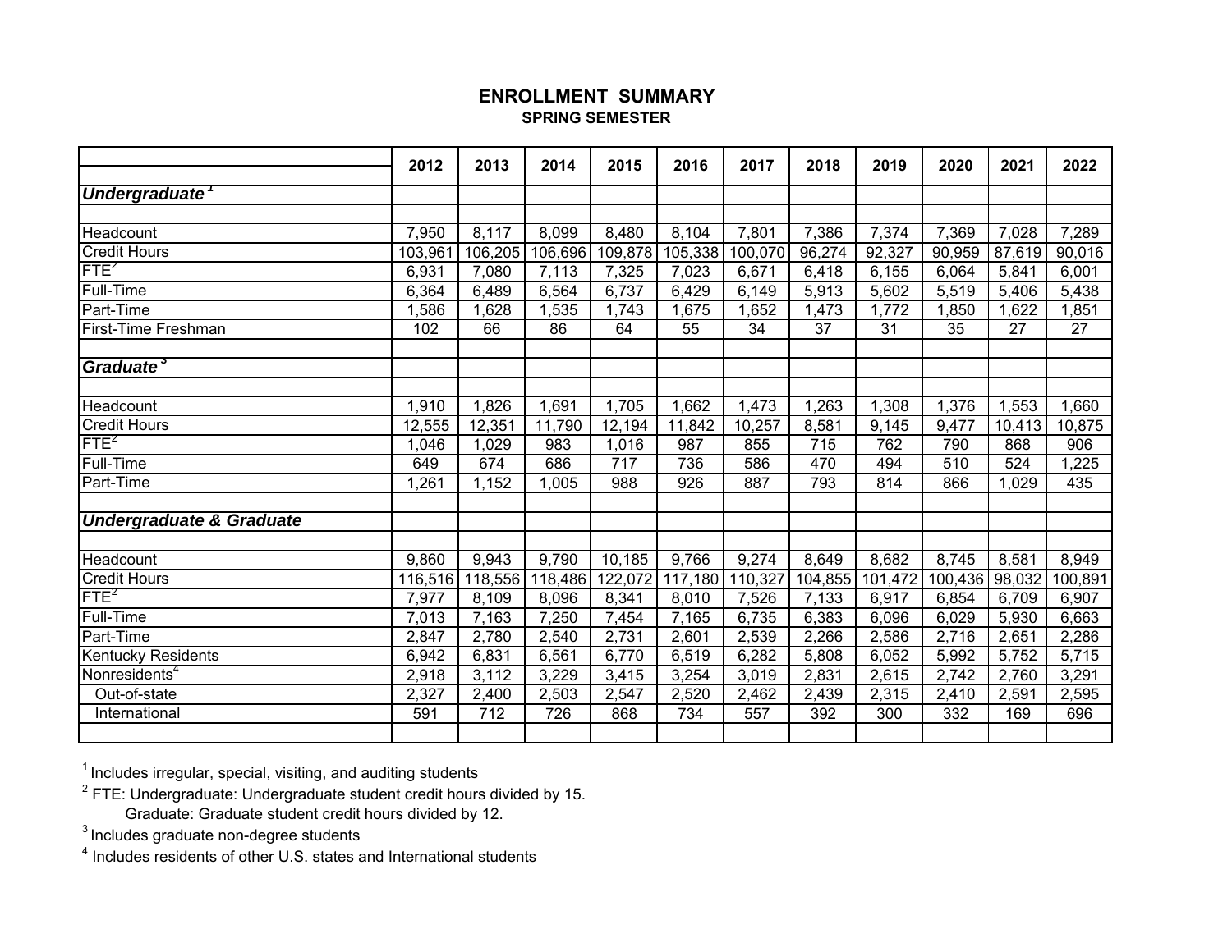# ENROLLMENT SUMMARY

## SPRING SEMESTER

| | 2012 | 2013 | 2014 | 2015 | 2016 | 2017 | 2018 | 2019 | 2020 | 2021 | 2022 |
|---|---|---|---|---|---|---|---|---|---|---|---|
| ***Undergraduate*** [1] | | | | | | | | | | | |
| | | | | | | | | | | | |
| Headcount | 7,950 | 8,117 | 8,099 | 8,480 | 8,104 | 7,801 | 7,386 | 7,374 | 7,369 | 7,028 | 7,289 |
| Credit Hours | 103,961 | 106,205 | 106,696 | 109,878 | 105,338 | 100,070 | 96,274 | 92,327 | 90,959 | 87,619 | 90,016 |
| FTE[2] | 6,931 | 7,080 | 7,113 | 7,325 | 7,023 | 6,671 | 6,418 | 6,155 | 6,064 | 5,841 | 6,001 |
| Full-Time | 6,364 | 6,489 | 6,564 | 6,737 | 6,429 | 6,149 | 5,913 | 5,602 | 5,519 | 5,406 | 5,438 |
| Part-Time | 1,586 | 1,628 | 1,535 | 1,743 | 1,675 | 1,652 | 1,473 | 1,772 | 1,850 | 1,622 | 1,851 |
| First-Time Freshman | 102 | 66 | 86 | 64 | 55 | 34 | 37 | 31 | 35 | 27 | 27 |
| | | | | | | | | | | | |
| ***Graduate*** [3] | | | | | | | | | | | |
| | | | | | | | | | | | |
| Headcount | 1,910 | 1,826 | 1,691 | 1,705 | 1,662 | 1,473 | 1,263 | 1,308 | 1,376 | 1,553 | 1,660 |
| Credit Hours | 12,555 | 12,351 | 11,790 | 12,194 | 11,842 | 10,257 | 8,581 | 9,145 | 9,477 | 10,413 | 10,875 |
| FTE[2] | 1,046 | 1,029 | 983 | 1,016 | 987 | 855 | 715 | 762 | 790 | 868 | 906 |
| Full-Time | 649 | 674 | 686 | 717 | 736 | 586 | 470 | 494 | 510 | 524 | 1,225 |
| Part-Time | 1,261 | 1,152 | 1,005 | 988 | 926 | 887 | 793 | 814 | 866 | 1,029 | 435 |
| | | | | | | | | | | | |
| ***Undergraduate & Graduate*** | | | | | | | | | | | |
| | | | | | | | | | | | |
| Headcount | 9,860 | 9,943 | 9,790 | 10,185 | 9,766 | 9,274 | 8,649 | 8,682 | 8,745 | 8,581 | 8,949 |
| Credit Hours | 116,516 | 118,556 | 118,486 | 122,072 | 117,180 | 110,327 | 104,855 | 101,472 | 100,436 | 98,032 | 100,891 |
| FTE[2] | 7,977 | 8,109 | 8,096 | 8,341 | 8,010 | 7,526 | 7,133 | 6,917 | 6,854 | 6,709 | 6,907 |
| Full-Time | 7,013 | 7,163 | 7,250 | 7,454 | 7,165 | 6,735 | 6,383 | 6,096 | 6,029 | 5,930 | 6,663 |
| Part-Time | 2,847 | 2,780 | 2,540 | 2,731 | 2,601 | 2,539 | 2,266 | 2,586 | 2,716 | 2,651 | 2,286 |
| Kentucky Residents | 6,942 | 6,831 | 6,561 | 6,770 | 6,519 | 6,282 | 5,808 | 6,052 | 5,992 | 5,752 | 5,715 |
| Nonresidents[4] | 2,918 | 3,112 | 3,229 | 3,415 | 3,254 | 3,019 | 2,831 | 2,615 | 2,742 | 2,760 | 3,291 |
| Out-of-state | 2,327 | 2,400 | 2,503 | 2,547 | 2,520 | 2,462 | 2,439 | 2,315 | 2,410 | 2,591 | 2,595 |
| International | 591 | 712 | 726 | 868 | 734 | 557 | 392 | 300 | 332 | 169 | 696 |

[1] Includes irregular, special, visiting, and auditing students

[2] FTE: Undergraduate: Undergraduate student credit hours divided by 15.
Graduate: Graduate student credit hours divided by 12.

[3] Includes graduate non-degree students

[4] Includes residents of other U.S. states and International students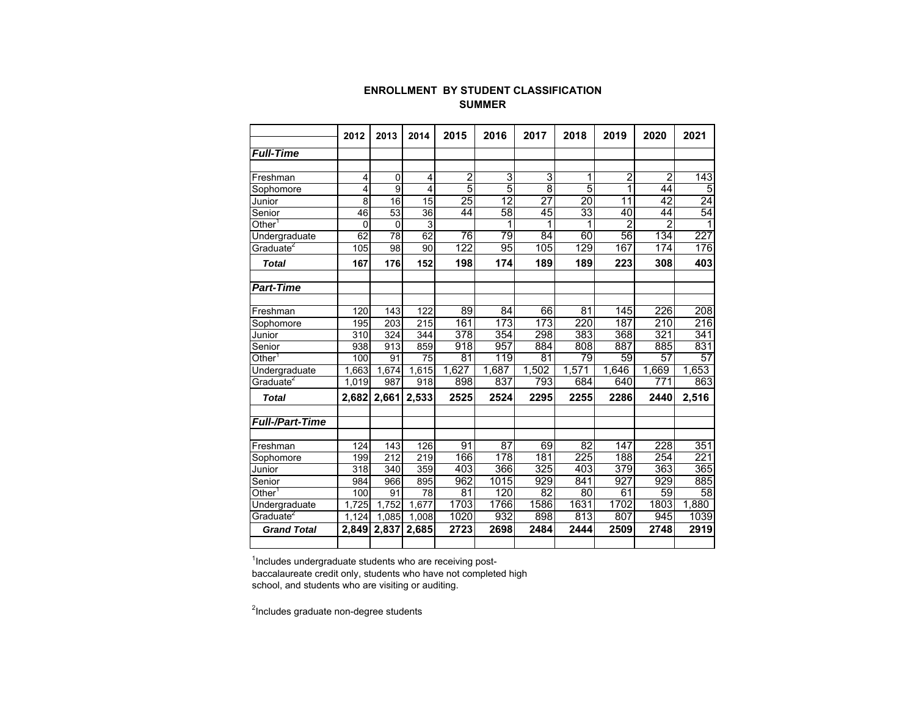**ENROLLMENT BY STUDENT CLASSIFICATION**
**SUMMER**

| | 2012 | 2013 | 2014 | 2015 | 2016 | 2017 | 2018 | 2019 | 2020 | 2021 |
|---|---|---|---|---|---|---|---|---|---|---|
| ***Full-Time*** | | | | | | | | | | |
| Freshman | 4 | 0 | 4 | 2 | 3 | 3 | 1 | 2 | 2 | 143 |
| Sophomore | 4 | 9 | 4 | 5 | 5 | 8 | 5 | 1 | 44 | 5 |
| Junior | 8 | 16 | 15 | 25 | 12 | 27 | 20 | 11 | 42 | 24 |
| Senior | 46 | 53 | 36 | 44 | 58 | 45 | 33 | 40 | 44 | 54 |
| Other[1] | 0 | 0 | 3 | | 1 | 1 | 1 | 2 | 2 | 1 |
| Undergraduate | 62 | 78 | 62 | 76 | 79 | 84 | 60 | 56 | 134 | 227 |
| Graduate[2] | 105 | 98 | 90 | 122 | 95 | 105 | 129 | 167 | 174 | 176 |
| ***Total*** | **167** | **176** | **152** | **198** | **174** | **189** | **189** | **223** | **308** | **403** |
| ***Part-Time*** | | | | | | | | | | |
| Freshman | 120 | 143 | 122 | 89 | 84 | 66 | 81 | 145 | 226 | 208 |
| Sophomore | 195 | 203 | 215 | 161 | 173 | 173 | 220 | 187 | 210 | 216 |
| Junior | 310 | 324 | 344 | 378 | 354 | 298 | 383 | 368 | 321 | 341 |
| Senior | 938 | 913 | 859 | 918 | 957 | 884 | 808 | 887 | 885 | 831 |
| Other[1] | 100 | 91 | 75 | 81 | 119 | 81 | 79 | 59 | 57 | 57 |
| Undergraduate | 1,663 | 1,674 | 1,615 | 1,627 | 1,687 | 1,502 | 1,571 | 1,646 | 1,669 | 1,653 |
| Graduate[2] | 1,019 | 987 | 918 | 898 | 837 | 793 | 684 | 640 | 771 | 863 |
| ***Total*** | **2,682** | **2,661** | **2,533** | **2525** | **2524** | **2295** | **2255** | **2286** | **2440** | **2,516** |
| ***Full-/Part-Time*** | | | | | | | | | | |
| Freshman | 124 | 143 | 126 | 91 | 87 | 69 | 82 | 147 | 228 | 351 |
| Sophomore | 199 | 212 | 219 | 166 | 178 | 181 | 225 | 188 | 254 | 221 |
| Junior | 318 | 340 | 359 | 403 | 366 | 325 | 403 | 379 | 363 | 365 |
| Senior | 984 | 966 | 895 | 962 | 1015 | 929 | 841 | 927 | 929 | 885 |
| Other[1] | 100 | 91 | 78 | 81 | 120 | 82 | 80 | 61 | 59 | 58 |
| Undergraduate | 1,725 | 1,752 | 1,677 | 1703 | 1766 | 1586 | 1631 | 1702 | 1803 | 1,880 |
| Graduate[2] | 1,124 | 1,085 | 1,008 | 1020 | 932 | 898 | 813 | 807 | 945 | 1039 |
| ***Grand Total*** | **2,849** | **2,837** | **2,685** | **2723** | **2698** | **2484** | **2444** | **2509** | **2748** | **2919** |

[1]Includes undergraduate students who are receiving post-baccalaureate credit only, students who have not completed high school, and students who are visiting or auditing.

[2]Includes graduate non-degree students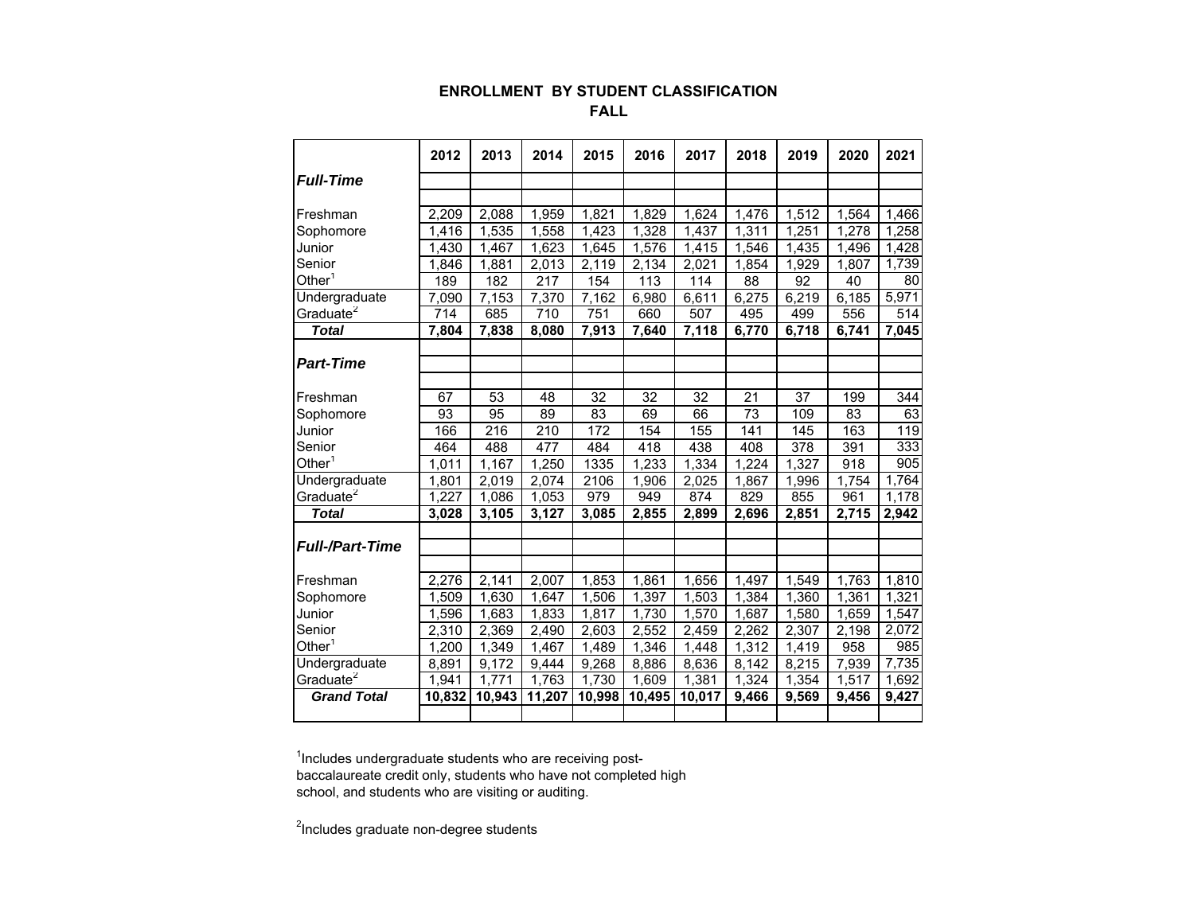## ENROLLMENT BY STUDENT CLASSIFICATION

### FALL

| | 2012 | 2013 | 2014 | 2015 | 2016 | 2017 | 2018 | 2019 | 2020 | 2021 |
|---|---|---|---|---|---|---|---|---|---|---|
| ***Full-Time*** | | | | | | | | | | |
| Freshman | 2,209 | 2,088 | 1,959 | 1,821 | 1,829 | 1,624 | 1,476 | 1,512 | 1,564 | 1,466 |
| Sophomore | 1,416 | 1,535 | 1,558 | 1,423 | 1,328 | 1,437 | 1,311 | 1,251 | 1,278 | 1,258 |
| Junior | 1,430 | 1,467 | 1,623 | 1,645 | 1,576 | 1,415 | 1,546 | 1,435 | 1,496 | 1,428 |
| Senior | 1,846 | 1,881 | 2,013 | 2,119 | 2,134 | 2,021 | 1,854 | 1,929 | 1,807 | 1,739 |
| Other[1] | 189 | 182 | 217 | 154 | 113 | 114 | 88 | 92 | 40 | 80 |
| Undergraduate | 7,090 | 7,153 | 7,370 | 7,162 | 6,980 | 6,611 | 6,275 | 6,219 | 6,185 | 5,971 |
| Graduate[2] | 714 | 685 | 710 | 751 | 660 | 507 | 495 | 499 | 556 | 514 |
| ***Total*** | **7,804** | **7,838** | **8,080** | **7,913** | **7,640** | **7,118** | **6,770** | **6,718** | **6,741** | **7,045** |
| ***Part-Time*** | | | | | | | | | | |
| Freshman | 67 | 53 | 48 | 32 | 32 | 32 | 21 | 37 | 199 | 344 |
| Sophomore | 93 | 95 | 89 | 83 | 69 | 66 | 73 | 109 | 83 | 63 |
| Junior | 166 | 216 | 210 | 172 | 154 | 155 | 141 | 145 | 163 | 119 |
| Senior | 464 | 488 | 477 | 484 | 418 | 438 | 408 | 378 | 391 | 333 |
| Other[1] | 1,011 | 1,167 | 1,250 | 1335 | 1,233 | 1,334 | 1,224 | 1,327 | 918 | 905 |
| Undergraduate | 1,801 | 2,019 | 2,074 | 2106 | 1,906 | 2,025 | 1,867 | 1,996 | 1,754 | 1,764 |
| Graduate[2] | 1,227 | 1,086 | 1,053 | 979 | 949 | 874 | 829 | 855 | 961 | 1,178 |
| ***Total*** | **3,028** | **3,105** | **3,127** | **3,085** | **2,855** | **2,899** | **2,696** | **2,851** | **2,715** | **2,942** |
| ***Full-/Part-Time*** | | | | | | | | | | |
| Freshman | 2,276 | 2,141 | 2,007 | 1,853 | 1,861 | 1,656 | 1,497 | 1,549 | 1,763 | 1,810 |
| Sophomore | 1,509 | 1,630 | 1,647 | 1,506 | 1,397 | 1,503 | 1,384 | 1,360 | 1,361 | 1,321 |
| Junior | 1,596 | 1,683 | 1,833 | 1,817 | 1,730 | 1,570 | 1,687 | 1,580 | 1,659 | 1,547 |
| Senior | 2,310 | 2,369 | 2,490 | 2,603 | 2,552 | 2,459 | 2,262 | 2,307 | 2,198 | 2,072 |
| Other[1] | 1,200 | 1,349 | 1,467 | 1,489 | 1,346 | 1,448 | 1,312 | 1,419 | 958 | 985 |
| Undergraduate | 8,891 | 9,172 | 9,444 | 9,268 | 8,886 | 8,636 | 8,142 | 8,215 | 7,939 | 7,735 |
| Graduate[2] | 1,941 | 1,771 | 1,763 | 1,730 | 1,609 | 1,381 | 1,324 | 1,354 | 1,517 | 1,692 |
| ***Grand Total*** | **10,832** | **10,943** | **11,207** | **10,998** | **10,495** | **10,017** | **9,466** | **9,569** | **9,456** | **9,427** |

[1]Includes undergraduate students who are receiving post-baccalaureate credit only, students who have not completed high school, and students who are visiting or auditing.

[2]Includes graduate non-degree students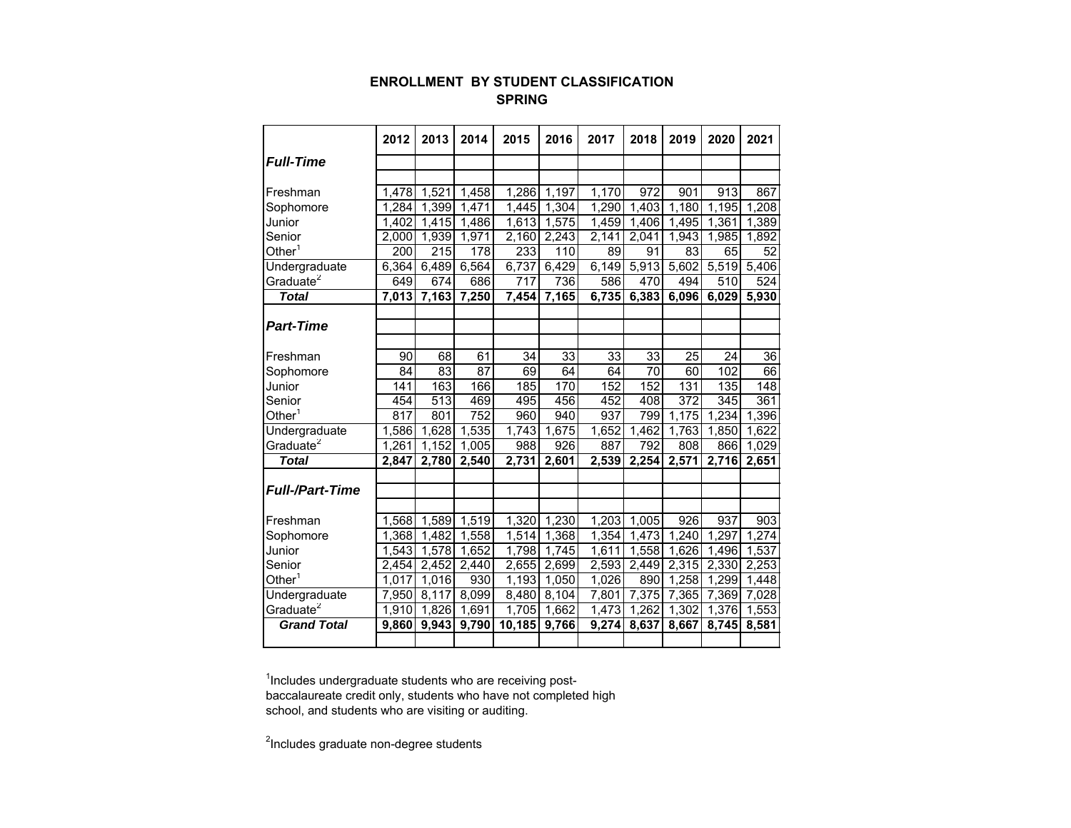## ENROLLMENT BY STUDENT CLASSIFICATION
### SPRING

| | 2012 | 2013 | 2014 | 2015 | 2016 | 2017 | 2018 | 2019 | 2020 | 2021 |
|---|---|---|---|---|---|---|---|---|---|---|
| ***Full-Time*** | | | | | | | | | | |
| Freshman | 1,478 | 1,521 | 1,458 | 1,286 | 1,197 | 1,170 | 972 | 901 | 913 | 867 |
| Sophomore | 1,284 | 1,399 | 1,471 | 1,445 | 1,304 | 1,290 | 1,403 | 1,180 | 1,195 | 1,208 |
| Junior | 1,402 | 1,415 | 1,486 | 1,613 | 1,575 | 1,459 | 1,406 | 1,495 | 1,361 | 1,389 |
| Senior | 2,000 | 1,939 | 1,971 | 2,160 | 2,243 | 2,141 | 2,041 | 1,943 | 1,985 | 1,892 |
| Other[1] | 200 | 215 | 178 | 233 | 110 | 89 | 91 | 83 | 65 | 52 |
| Undergraduate | 6,364 | 6,489 | 6,564 | 6,737 | 6,429 | 6,149 | 5,913 | 5,602 | 5,519 | 5,406 |
| Graduate[2] | 649 | 674 | 686 | 717 | 736 | 586 | 470 | 494 | 510 | 524 |
| ***Total*** | **7,013** | **7,163** | **7,250** | **7,454** | **7,165** | **6,735** | **6,383** | **6,096** | **6,029** | **5,930** |
| ***Part-Time*** | | | | | | | | | | |
| Freshman | 90 | 68 | 61 | 34 | 33 | 33 | 33 | 25 | 24 | 36 |
| Sophomore | 84 | 83 | 87 | 69 | 64 | 64 | 70 | 60 | 102 | 66 |
| Junior | 141 | 163 | 166 | 185 | 170 | 152 | 152 | 131 | 135 | 148 |
| Senior | 454 | 513 | 469 | 495 | 456 | 452 | 408 | 372 | 345 | 361 |
| Other[1] | 817 | 801 | 752 | 960 | 940 | 937 | 799 | 1,175 | 1,234 | 1,396 |
| Undergraduate | 1,586 | 1,628 | 1,535 | 1,743 | 1,675 | 1,652 | 1,462 | 1,763 | 1,850 | 1,622 |
| Graduate[2] | 1,261 | 1,152 | 1,005 | 988 | 926 | 887 | 792 | 808 | 866 | 1,029 |
| ***Total*** | **2,847** | **2,780** | **2,540** | **2,731** | **2,601** | **2,539** | **2,254** | **2,571** | **2,716** | **2,651** |
| ***Full-/Part-Time*** | | | | | | | | | | |
| Freshman | 1,568 | 1,589 | 1,519 | 1,320 | 1,230 | 1,203 | 1,005 | 926 | 937 | 903 |
| Sophomore | 1,368 | 1,482 | 1,558 | 1,514 | 1,368 | 1,354 | 1,473 | 1,240 | 1,297 | 1,274 |
| Junior | 1,543 | 1,578 | 1,652 | 1,798 | 1,745 | 1,611 | 1,558 | 1,626 | 1,496 | 1,537 |
| Senior | 2,454 | 2,452 | 2,440 | 2,655 | 2,699 | 2,593 | 2,449 | 2,315 | 2,330 | 2,253 |
| Other[1] | 1,017 | 1,016 | 930 | 1,193 | 1,050 | 1,026 | 890 | 1,258 | 1,299 | 1,448 |
| Undergraduate | 7,950 | 8,117 | 8,099 | 8,480 | 8,104 | 7,801 | 7,375 | 7,365 | 7,369 | 7,028 |
| Graduate[2] | 1,910 | 1,826 | 1,691 | 1,705 | 1,662 | 1,473 | 1,262 | 1,302 | 1,376 | 1,553 |
| ***Grand Total*** | **9,860** | **9,943** | **9,790** | **10,185** | **9,766** | **9,274** | **8,637** | **8,667** | **8,745** | **8,581** |

[1]Includes undergraduate students who are receiving post-baccalaureate credit only, students who have not completed high school, and students who are visiting or auditing.

[2]Includes graduate non-degree students